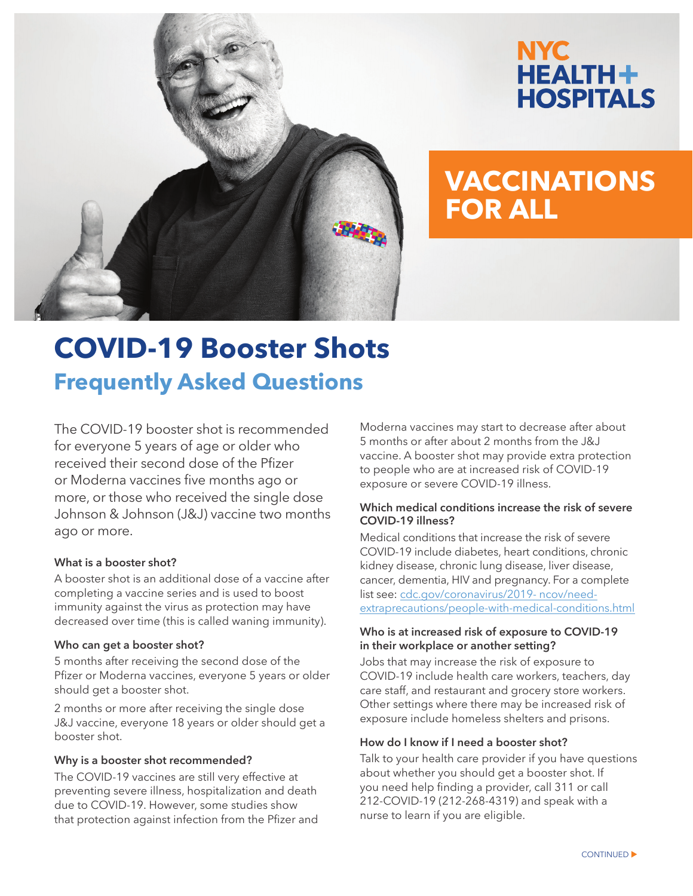NYC HEALTH+ HOSPITALS

VACCINATIONS FOR ALL

# COVID-19 Booster Shots

## Frequently Asked Questions

The COVID-19 booster shot is recommended for everyone 5 years of age or older who received their second dose of the Pfizer or Moderna vaccines five months ago or more, or those who received the single dose Johnson & Johnson (J&J) vaccine two months ago or more.

### What is a booster shot?

A booster shot is an additional dose of a vaccine after completing a vaccine series and is used to boost immunity against the virus as protection may have decreased over time (this is called waning immunity).

### Who can get a booster shot?

5 months after receiving the second dose of the Pfizer or Moderna vaccines, everyone 5 years or older should get a booster shot.

2 months or more after receiving the single dose J&J vaccine, everyone 18 years or older should get a booster shot.

### Why is a booster shot recommended?

The COVID-19 vaccines are still very effective at preventing severe illness, hospitalization and death due to COVID-19. However, some studies show that protection against infection from the Pfizer and Moderna vaccines may start to decrease after about 5 months or after about 2 months from the J&J vaccine. A booster shot may provide extra protection to people who are at increased risk of COVID-19 exposure or severe COVID-19 illness.

### Which medical conditions increase the risk of severe COVID-19 illness?

Medical conditions that increase the risk of severe COVID-19 include diabetes, heart conditions, chronic kidney disease, chronic lung disease, liver disease, cancer, dementia, HIV and pregnancy. For a complete list see: cdc.gov/coronavirus/2019- ncov/need-extraprecautions/people-with-medical-conditions.html

### Who is at increased risk of exposure to COVID-19 in their workplace or another setting?

Jobs that may increase the risk of exposure to COVID-19 include health care workers, teachers, day care staff, and restaurant and grocery store workers. Other settings where there may be increased risk of exposure include homeless shelters and prisons.

### How do I know if I need a booster shot?

Talk to your health care provider if you have questions about whether you should get a booster shot. If you need help finding a provider, call 311 or call 212-COVID-19 (212-268-4319) and speak with a nurse to learn if you are eligible.

CONTINUED ▶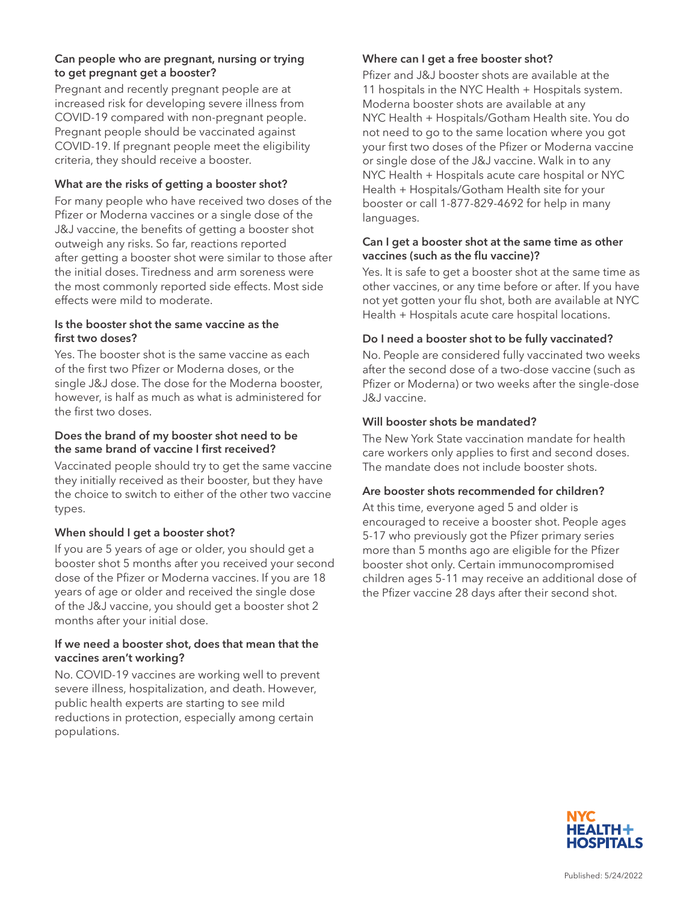### Can people who are pregnant, nursing or trying to get pregnant get a booster?

Pregnant and recently pregnant people are at increased risk for developing severe illness from COVID-19 compared with non-pregnant people. Pregnant people should be vaccinated against COVID-19. If pregnant people meet the eligibility criteria, they should receive a booster.

### What are the risks of getting a booster shot?

For many people who have received two doses of the Pfizer or Moderna vaccines or a single dose of the J&J vaccine, the benefits of getting a booster shot outweigh any risks. So far, reactions reported after getting a booster shot were similar to those after the initial doses. Tiredness and arm soreness were the most commonly reported side effects. Most side effects were mild to moderate.

### Is the booster shot the same vaccine as the first two doses?

Yes. The booster shot is the same vaccine as each of the first two Pfizer or Moderna doses, or the single J&J dose. The dose for the Moderna booster, however, is half as much as what is administered for the first two doses.

### Does the brand of my booster shot need to be the same brand of vaccine I first received?

Vaccinated people should try to get the same vaccine they initially received as their booster, but they have the choice to switch to either of the other two vaccine types.

### When should I get a booster shot?

If you are 5 years of age or older, you should get a booster shot 5 months after you received your second dose of the Pfizer or Moderna vaccines. If you are 18 years of age or older and received the single dose of the J&J vaccine, you should get a booster shot 2 months after your initial dose.

### If we need a booster shot, does that mean that the vaccines aren't working?

No. COVID-19 vaccines are working well to prevent severe illness, hospitalization, and death. However, public health experts are starting to see mild reductions in protection, especially among certain populations.

### Where can I get a free booster shot?

Pfizer and J&J booster shots are available at the 11 hospitals in the NYC Health + Hospitals system. Moderna booster shots are available at any NYC Health + Hospitals/Gotham Health site. You do not need to go to the same location where you got your first two doses of the Pfizer or Moderna vaccine or single dose of the J&J vaccine. Walk in to any NYC Health + Hospitals acute care hospital or NYC Health + Hospitals/Gotham Health site for your booster or call 1-877-829-4692 for help in many languages.

### Can I get a booster shot at the same time as other vaccines (such as the flu vaccine)?

Yes. It is safe to get a booster shot at the same time as other vaccines, or any time before or after. If you have not yet gotten your flu shot, both are available at NYC Health + Hospitals acute care hospital locations.

### Do I need a booster shot to be fully vaccinated?

No. People are considered fully vaccinated two weeks after the second dose of a two-dose vaccine (such as Pfizer or Moderna) or two weeks after the single-dose J&J vaccine.

### Will booster shots be mandated?

The New York State vaccination mandate for health care workers only applies to first and second doses. The mandate does not include booster shots.

### Are booster shots recommended for children?

At this time, everyone aged 5 and older is encouraged to receive a booster shot. People ages 5-17 who previously got the Pfizer primary series more than 5 months ago are eligible for the Pfizer booster shot only. Certain immunocompromised children ages 5-11 may receive an additional dose of the Pfizer vaccine 28 days after their second shot.

NYC HEALTH+ HOSPITALS

Published: 5/24/2022